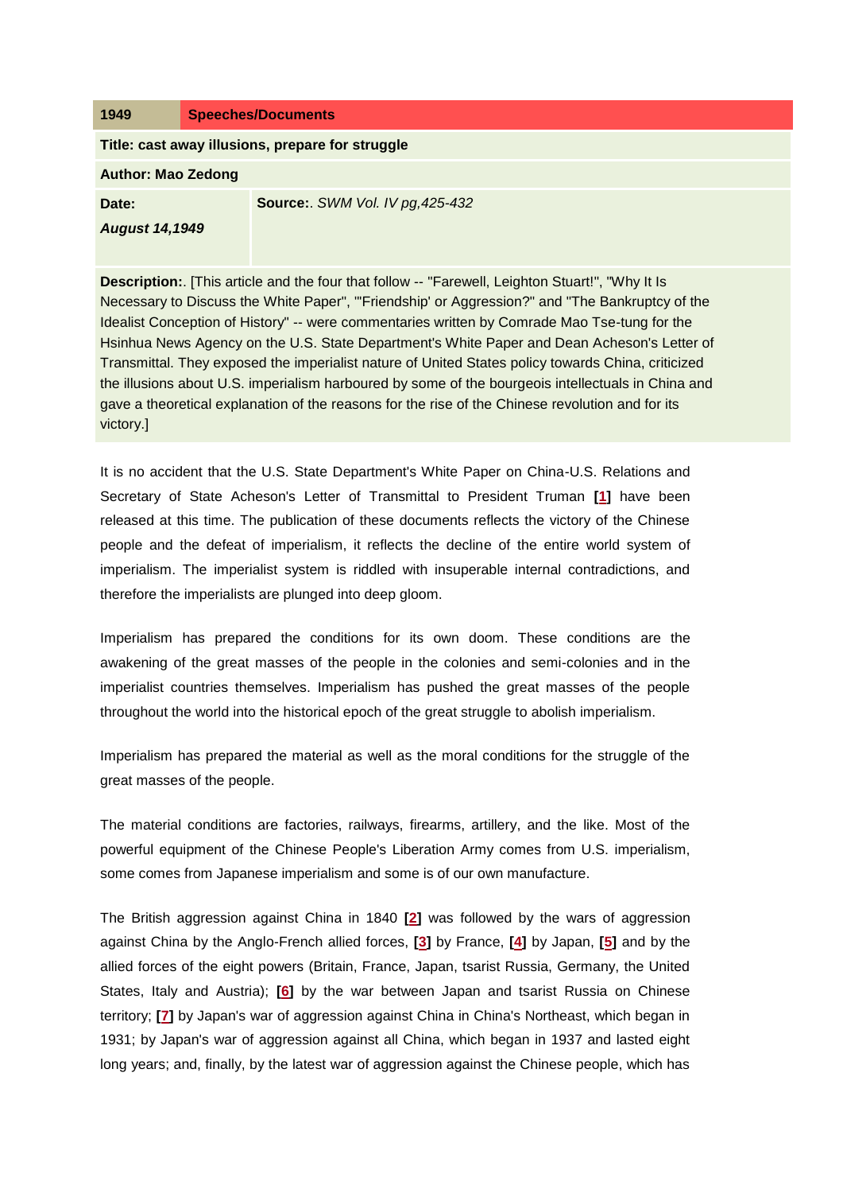| 1949 | Speeches/Documents |
|---|---|

**Title: cast away illusions, prepare for struggle**

**Author: Mao Zedong**

| | |
|---|---|
| **Date:** ***August 14,1949*** | **Source:**. *SWM Vol. IV pg,425-432* |

**Description:**. [This article and the four that follow -- "Farewell, Leighton Stuart!", "Why It Is Necessary to Discuss the White Paper", "'Friendship' or Aggression?" and "The Bankruptcy of the Idealist Conception of History" -- were commentaries written by Comrade Mao Tse-tung for the Hsinhua News Agency on the U.S. State Department's White Paper and Dean Acheson's Letter of Transmittal. They exposed the imperialist nature of United States policy towards China, criticized the illusions about U.S. imperialism harboured by some of the bourgeois intellectuals in China and gave a theoretical explanation of the reasons for the rise of the Chinese revolution and for its victory.]

It is no accident that the U.S. State Department's White Paper on China-U.S. Relations and Secretary of State Acheson's Letter of Transmittal to President Truman **[1]** have been released at this time. The publication of these documents reflects the victory of the Chinese people and the defeat of imperialism, it reflects the decline of the entire world system of imperialism. The imperialist system is riddled with insuperable internal contradictions, and therefore the imperialists are plunged into deep gloom.

Imperialism has prepared the conditions for its own doom. These conditions are the awakening of the great masses of the people in the colonies and semi-colonies and in the imperialist countries themselves. Imperialism has pushed the great masses of the people throughout the world into the historical epoch of the great struggle to abolish imperialism.

Imperialism has prepared the material as well as the moral conditions for the struggle of the great masses of the people.

The material conditions are factories, railways, firearms, artillery, and the like. Most of the powerful equipment of the Chinese People's Liberation Army comes from U.S. imperialism, some comes from Japanese imperialism and some is of our own manufacture.

The British aggression against China in 1840 **[2]** was followed by the wars of aggression against China by the Anglo-French allied forces, **[3]** by France, **[4]** by Japan, **[5]** and by the allied forces of the eight powers (Britain, France, Japan, tsarist Russia, Germany, the United States, Italy and Austria); **[6]** by the war between Japan and tsarist Russia on Chinese territory; **[7]** by Japan's war of aggression against China in China's Northeast, which began in 1931; by Japan's war of aggression against all China, which began in 1937 and lasted eight long years; and, finally, by the latest war of aggression against the Chinese people, which has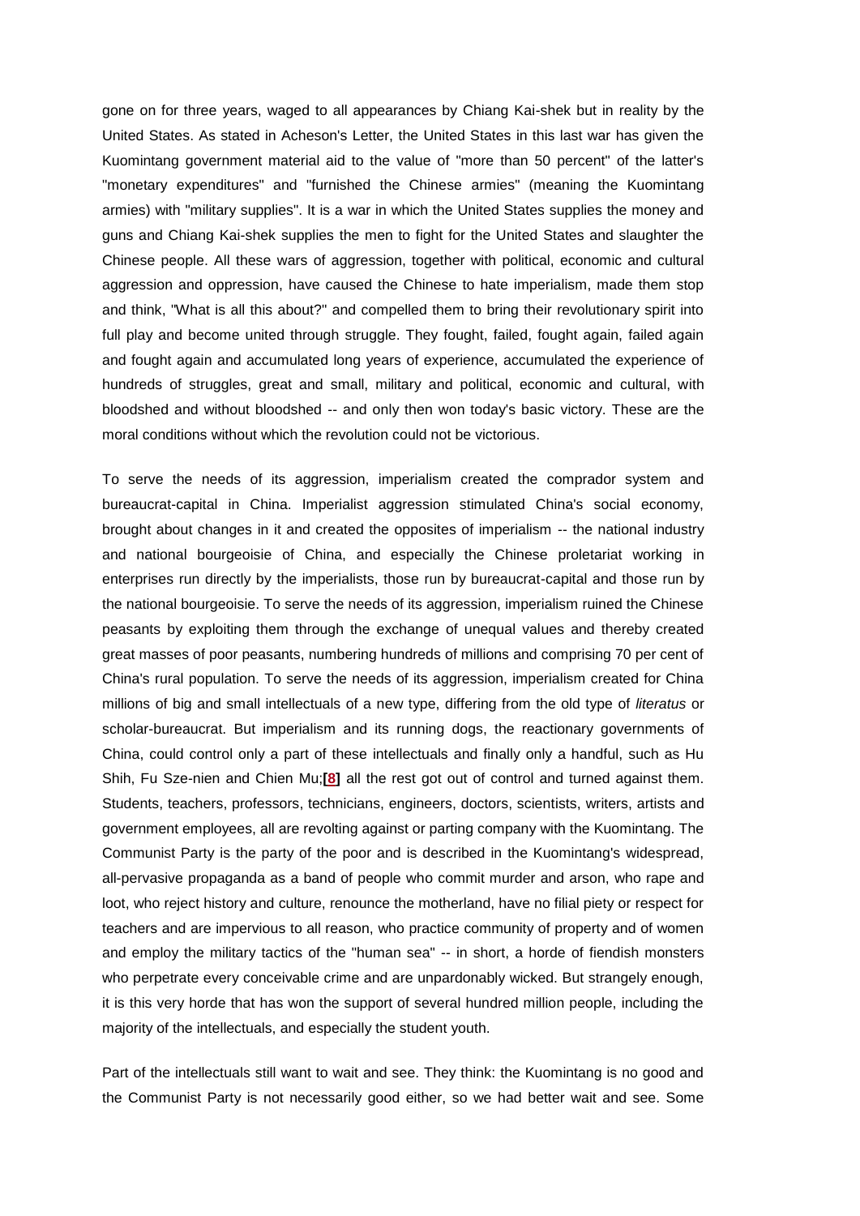gone on for three years, waged to all appearances by Chiang Kai-shek but in reality by the United States. As stated in Acheson's Letter, the United States in this last war has given the Kuomintang government material aid to the value of "more than 50 percent" of the latter's "monetary expenditures" and "furnished the Chinese armies" (meaning the Kuomintang armies) with "military supplies". It is a war in which the United States supplies the money and guns and Chiang Kai-shek supplies the men to fight for the United States and slaughter the Chinese people. All these wars of aggression, together with political, economic and cultural aggression and oppression, have caused the Chinese to hate imperialism, made them stop and think, "What is all this about?" and compelled them to bring their revolutionary spirit into full play and become united through struggle. They fought, failed, fought again, failed again and fought again and accumulated long years of experience, accumulated the experience of hundreds of struggles, great and small, military and political, economic and cultural, with bloodshed and without bloodshed -- and only then won today's basic victory. These are the moral conditions without which the revolution could not be victorious.

To serve the needs of its aggression, imperialism created the comprador system and bureaucrat-capital in China. Imperialist aggression stimulated China's social economy, brought about changes in it and created the opposites of imperialism -- the national industry and national bourgeoisie of China, and especially the Chinese proletariat working in enterprises run directly by the imperialists, those run by bureaucrat-capital and those run by the national bourgeoisie. To serve the needs of its aggression, imperialism ruined the Chinese peasants by exploiting them through the exchange of unequal values and thereby created great masses of poor peasants, numbering hundreds of millions and comprising 70 per cent of China's rural population. To serve the needs of its aggression, imperialism created for China millions of big and small intellectuals of a new type, differing from the old type of *literatus* or scholar-bureaucrat. But imperialism and its running dogs, the reactionary governments of China, could control only a part of these intellectuals and finally only a handful, such as Hu Shih, Fu Sze-nien and Chien Mu;**[8]** all the rest got out of control and turned against them. Students, teachers, professors, technicians, engineers, doctors, scientists, writers, artists and government employees, all are revolting against or parting company with the Kuomintang. The Communist Party is the party of the poor and is described in the Kuomintang's widespread, all-pervasive propaganda as a band of people who commit murder and arson, who rape and loot, who reject history and culture, renounce the motherland, have no filial piety or respect for teachers and are impervious to all reason, who practice community of property and of women and employ the military tactics of the "human sea" -- in short, a horde of fiendish monsters who perpetrate every conceivable crime and are unpardonably wicked. But strangely enough, it is this very horde that has won the support of several hundred million people, including the majority of the intellectuals, and especially the student youth.

Part of the intellectuals still want to wait and see. They think: the Kuomintang is no good and the Communist Party is not necessarily good either, so we had better wait and see. Some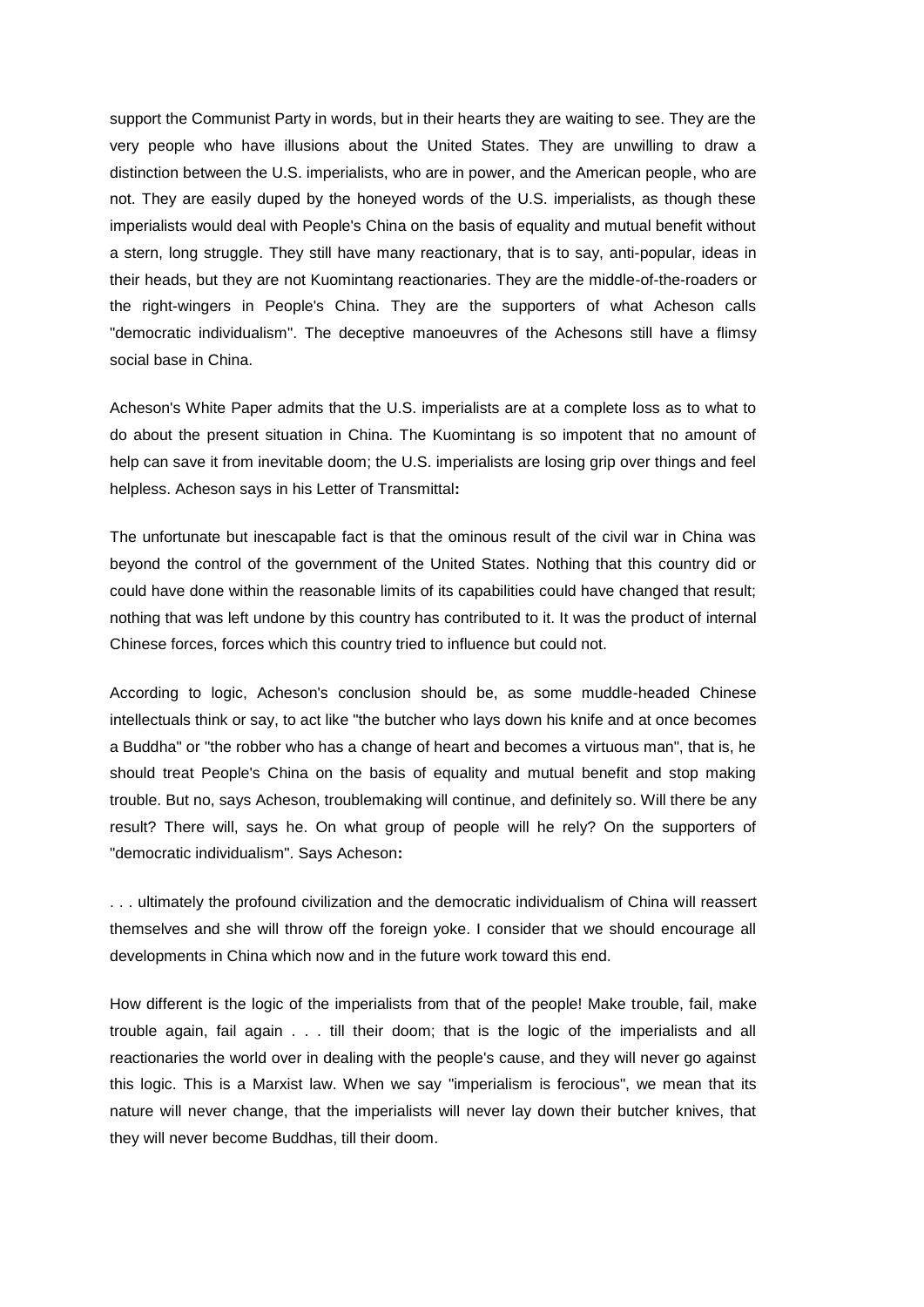support the Communist Party in words, but in their hearts they are waiting to see. They are the very people who have illusions about the United States. They are unwilling to draw a distinction between the U.S. imperialists, who are in power, and the American people, who are not. They are easily duped by the honeyed words of the U.S. imperialists, as though these imperialists would deal with People's China on the basis of equality and mutual benefit without a stern, long struggle. They still have many reactionary, that is to say, anti-popular, ideas in their heads, but they are not Kuomintang reactionaries. They are the middle-of-the-roaders or the right-wingers in People's China. They are the supporters of what Acheson calls "democratic individualism". The deceptive manoeuvres of the Achesons still have a flimsy social base in China.

Acheson's White Paper admits that the U.S. imperialists are at a complete loss as to what to do about the present situation in China. The Kuomintang is so impotent that no amount of help can save it from inevitable doom; the U.S. imperialists are losing grip over things and feel helpless. Acheson says in his Letter of Transmittal**:**

The unfortunate but inescapable fact is that the ominous result of the civil war in China was beyond the control of the government of the United States. Nothing that this country did or could have done within the reasonable limits of its capabilities could have changed that result; nothing that was left undone by this country has contributed to it. It was the product of internal Chinese forces, forces which this country tried to influence but could not.

According to logic, Acheson's conclusion should be, as some muddle-headed Chinese intellectuals think or say, to act like "the butcher who lays down his knife and at once becomes a Buddha" or "the robber who has a change of heart and becomes a virtuous man", that is, he should treat People's China on the basis of equality and mutual benefit and stop making trouble. But no, says Acheson, troublemaking will continue, and definitely so. Will there be any result? There will, says he. On what group of people will he rely? On the supporters of "democratic individualism". Says Acheson**:**

. . . ultimately the profound civilization and the democratic individualism of China will reassert themselves and she will throw off the foreign yoke. I consider that we should encourage all developments in China which now and in the future work toward this end.

How different is the logic of the imperialists from that of the people! Make trouble, fail, make trouble again, fail again . . . till their doom; that is the logic of the imperialists and all reactionaries the world over in dealing with the people's cause, and they will never go against this logic. This is a Marxist law. When we say "imperialism is ferocious", we mean that its nature will never change, that the imperialists will never lay down their butcher knives, that they will never become Buddhas, till their doom.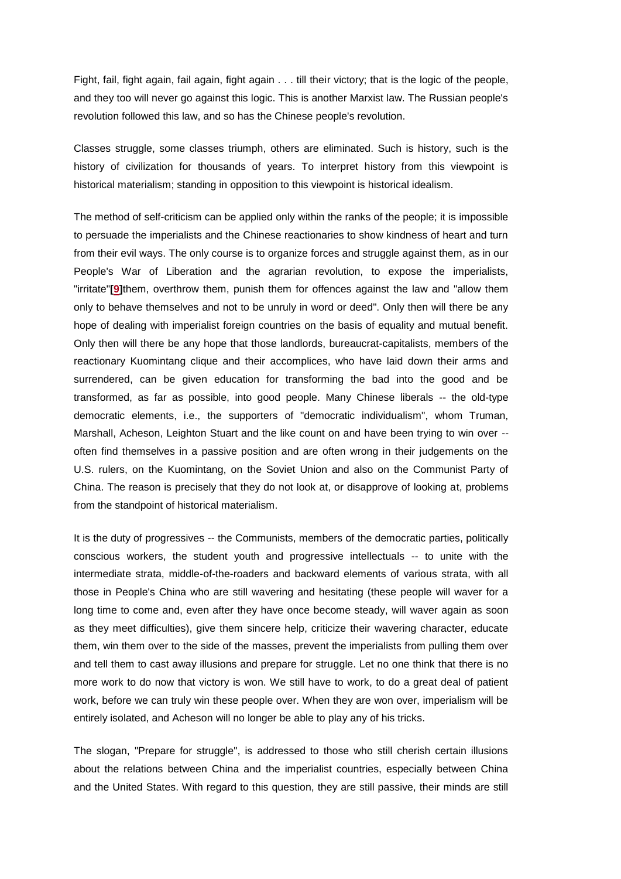Fight, fail, fight again, fail again, fight again . . . till their victory; that is the logic of the people, and they too will never go against this logic. This is another Marxist law. The Russian people's revolution followed this law, and so has the Chinese people's revolution.

Classes struggle, some classes triumph, others are eliminated. Such is history, such is the history of civilization for thousands of years. To interpret history from this viewpoint is historical materialism; standing in opposition to this viewpoint is historical idealism.

The method of self-criticism can be applied only within the ranks of the people; it is impossible to persuade the imperialists and the Chinese reactionaries to show kindness of heart and turn from their evil ways. The only course is to organize forces and struggle against them, as in our People's War of Liberation and the agrarian revolution, to expose the imperialists, "irritate"[9] them, overthrow them, punish them for offences against the law and "allow them only to behave themselves and not to be unruly in word or deed". Only then will there be any hope of dealing with imperialist foreign countries on the basis of equality and mutual benefit. Only then will there be any hope that those landlords, bureaucrat-capitalists, members of the reactionary Kuomintang clique and their accomplices, who have laid down their arms and surrendered, can be given education for transforming the bad into the good and be transformed, as far as possible, into good people. Many Chinese liberals -- the old-type democratic elements, i.e., the supporters of "democratic individualism", whom Truman, Marshall, Acheson, Leighton Stuart and the like count on and have been trying to win over -- often find themselves in a passive position and are often wrong in their judgements on the U.S. rulers, on the Kuomintang, on the Soviet Union and also on the Communist Party of China. The reason is precisely that they do not look at, or disapprove of looking at, problems from the standpoint of historical materialism.

It is the duty of progressives -- the Communists, members of the democratic parties, politically conscious workers, the student youth and progressive intellectuals -- to unite with the intermediate strata, middle-of-the-roaders and backward elements of various strata, with all those in People's China who are still wavering and hesitating (these people will waver for a long time to come and, even after they have once become steady, will waver again as soon as they meet difficulties), give them sincere help, criticize their wavering character, educate them, win them over to the side of the masses, prevent the imperialists from pulling them over and tell them to cast away illusions and prepare for struggle. Let no one think that there is no more work to do now that victory is won. We still have to work, to do a great deal of patient work, before we can truly win these people over. When they are won over, imperialism will be entirely isolated, and Acheson will no longer be able to play any of his tricks.

The slogan, "Prepare for struggle", is addressed to those who still cherish certain illusions about the relations between China and the imperialist countries, especially between China and the United States. With regard to this question, they are still passive, their minds are still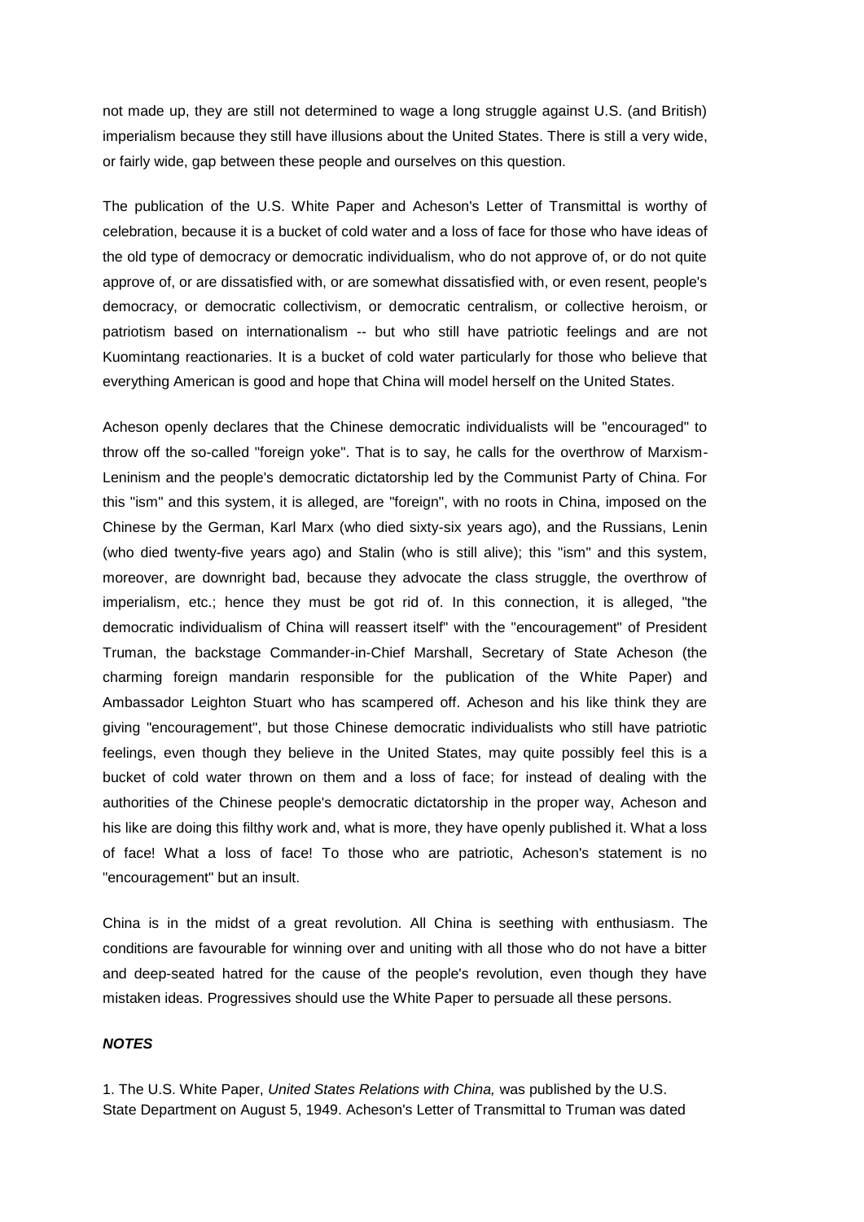not made up, they are still not determined to wage a long struggle against U.S. (and British) imperialism because they still have illusions about the United States. There is still a very wide, or fairly wide, gap between these people and ourselves on this question.

The publication of the U.S. White Paper and Acheson's Letter of Transmittal is worthy of celebration, because it is a bucket of cold water and a loss of face for those who have ideas of the old type of democracy or democratic individualism, who do not approve of, or do not quite approve of, or are dissatisfied with, or are somewhat dissatisfied with, or even resent, people's democracy, or democratic collectivism, or democratic centralism, or collective heroism, or patriotism based on internationalism -- but who still have patriotic feelings and are not Kuomintang reactionaries. It is a bucket of cold water particularly for those who believe that everything American is good and hope that China will model herself on the United States.

Acheson openly declares that the Chinese democratic individualists will be "encouraged" to throw off the so-called "foreign yoke". That is to say, he calls for the overthrow of Marxism-Leninism and the people's democratic dictatorship led by the Communist Party of China. For this "ism" and this system, it is alleged, are "foreign", with no roots in China, imposed on the Chinese by the German, Karl Marx (who died sixty-six years ago), and the Russians, Lenin (who died twenty-five years ago) and Stalin (who is still alive); this "ism" and this system, moreover, are downright bad, because they advocate the class struggle, the overthrow of imperialism, etc.; hence they must be got rid of. In this connection, it is alleged, "the democratic individualism of China will reassert itself" with the "encouragement" of President Truman, the backstage Commander-in-Chief Marshall, Secretary of State Acheson (the charming foreign mandarin responsible for the publication of the White Paper) and Ambassador Leighton Stuart who has scampered off. Acheson and his like think they are giving "encouragement", but those Chinese democratic individualists who still have patriotic feelings, even though they believe in the United States, may quite possibly feel this is a bucket of cold water thrown on them and a loss of face; for instead of dealing with the authorities of the Chinese people's democratic dictatorship in the proper way, Acheson and his like are doing this filthy work and, what is more, they have openly published it. What a loss of face! What a loss of face! To those who are patriotic, Acheson's statement is no "encouragement" but an insult.

China is in the midst of a great revolution. All China is seething with enthusiasm. The conditions are favourable for winning over and uniting with all those who do not have a bitter and deep-seated hatred for the cause of the people's revolution, even though they have mistaken ideas. Progressives should use the White Paper to persuade all these persons.

### ***NOTES***

1. The U.S. White Paper, *United States Relations with China,* was published by the U.S. State Department on August 5, 1949. Acheson's Letter of Transmittal to Truman was dated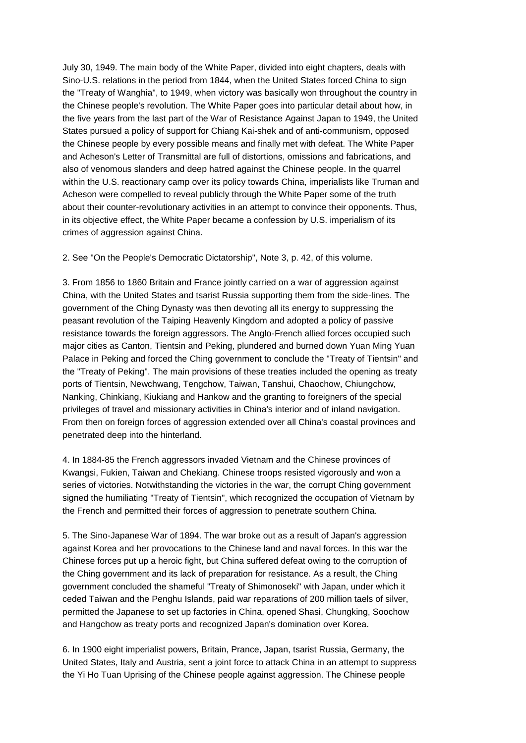July 30, 1949. The main body of the White Paper, divided into eight chapters, deals with Sino-U.S. relations in the period from 1844, when the United States forced China to sign the "Treaty of Wanghia", to 1949, when victory was basically won throughout the country in the Chinese people's revolution. The White Paper goes into particular detail about how, in the five years from the last part of the War of Resistance Against Japan to 1949, the United States pursued a policy of support for Chiang Kai-shek and of anti-communism, opposed the Chinese people by every possible means and finally met with defeat. The White Paper and Acheson's Letter of Transmittal are full of distortions, omissions and fabrications, and also of venomous slanders and deep hatred against the Chinese people. In the quarrel within the U.S. reactionary camp over its policy towards China, imperialists like Truman and Acheson were compelled to reveal publicly through the White Paper some of the truth about their counter-revolutionary activities in an attempt to convince their opponents. Thus, in its objective effect, the White Paper became a confession by U.S. imperialism of its crimes of aggression against China.

2. See "On the People's Democratic Dictatorship", Note 3, p. 42, of this volume.

3. From 1856 to 1860 Britain and France jointly carried on a war of aggression against China, with the United States and tsarist Russia supporting them from the side-lines. The government of the Ching Dynasty was then devoting all its energy to suppressing the peasant revolution of the Taiping Heavenly Kingdom and adopted a policy of passive resistance towards the foreign aggressors. The Anglo-French allied forces occupied such major cities as Canton, Tientsin and Peking, plundered and burned down Yuan Ming Yuan Palace in Peking and forced the Ching government to conclude the "Treaty of Tientsin" and the "Treaty of Peking". The main provisions of these treaties included the opening as treaty ports of Tientsin, Newchwang, Tengchow, Taiwan, Tanshui, Chaochow, Chiungchow, Nanking, Chinkiang, Kiukiang and Hankow and the granting to foreigners of the special privileges of travel and missionary activities in China's interior and of inland navigation. From then on foreign forces of aggression extended over all China's coastal provinces and penetrated deep into the hinterland.

4. In 1884-85 the French aggressors invaded Vietnam and the Chinese provinces of Kwangsi, Fukien, Taiwan and Chekiang. Chinese troops resisted vigorously and won a series of victories. Notwithstanding the victories in the war, the corrupt Ching government signed the humiliating "Treaty of Tientsin", which recognized the occupation of Vietnam by the French and permitted their forces of aggression to penetrate southern China.

5. The Sino-Japanese War of 1894. The war broke out as a result of Japan's aggression against Korea and her provocations to the Chinese land and naval forces. In this war the Chinese forces put up a heroic fight, but China suffered defeat owing to the corruption of the Ching government and its lack of preparation for resistance. As a result, the Ching government concluded the shameful "Treaty of Shimonoseki" with Japan, under which it ceded Taiwan and the Penghu Islands, paid war reparations of 200 million taels of silver, permitted the Japanese to set up factories in China, opened Shasi, Chungking, Soochow and Hangchow as treaty ports and recognized Japan's domination over Korea.

6. In 1900 eight imperialist powers, Britain, Prance, Japan, tsarist Russia, Germany, the United States, Italy and Austria, sent a joint force to attack China in an attempt to suppress the Yi Ho Tuan Uprising of the Chinese people against aggression. The Chinese people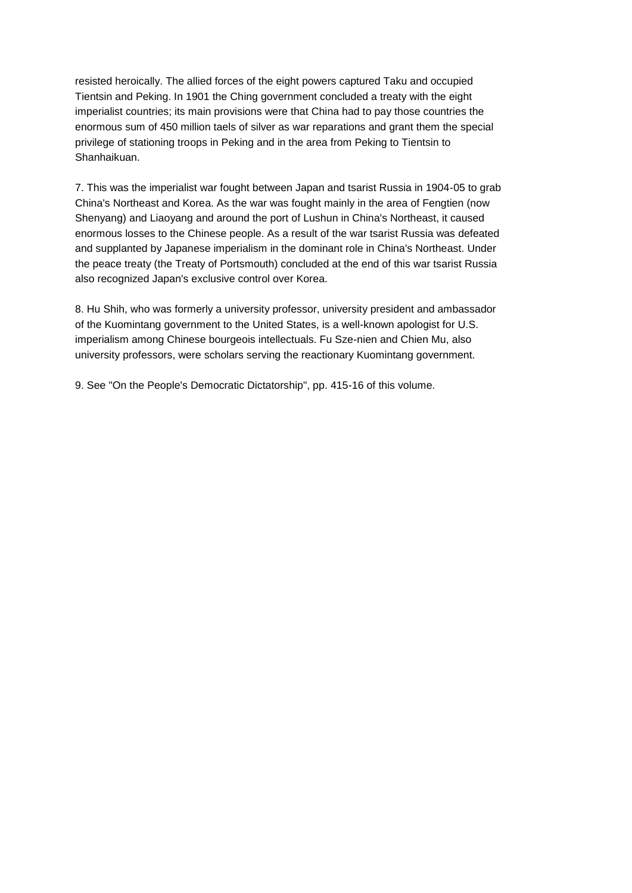resisted heroically. The allied forces of the eight powers captured Taku and occupied Tientsin and Peking. In 1901 the Ching government concluded a treaty with the eight imperialist countries; its main provisions were that China had to pay those countries the enormous sum of 450 million taels of silver as war reparations and grant them the special privilege of stationing troops in Peking and in the area from Peking to Tientsin to Shanhaikuan.

7. This was the imperialist war fought between Japan and tsarist Russia in 1904-05 to grab China's Northeast and Korea. As the war was fought mainly in the area of Fengtien (now Shenyang) and Liaoyang and around the port of Lushun in China's Northeast, it caused enormous losses to the Chinese people. As a result of the war tsarist Russia was defeated and supplanted by Japanese imperialism in the dominant role in China's Northeast. Under the peace treaty (the Treaty of Portsmouth) concluded at the end of this war tsarist Russia also recognized Japan's exclusive control over Korea.

8. Hu Shih, who was formerly a university professor, university president and ambassador of the Kuomintang government to the United States, is a well-known apologist for U.S. imperialism among Chinese bourgeois intellectuals. Fu Sze-nien and Chien Mu, also university professors, were scholars serving the reactionary Kuomintang government.

9. See "On the People's Democratic Dictatorship", pp. 415-16 of this volume.